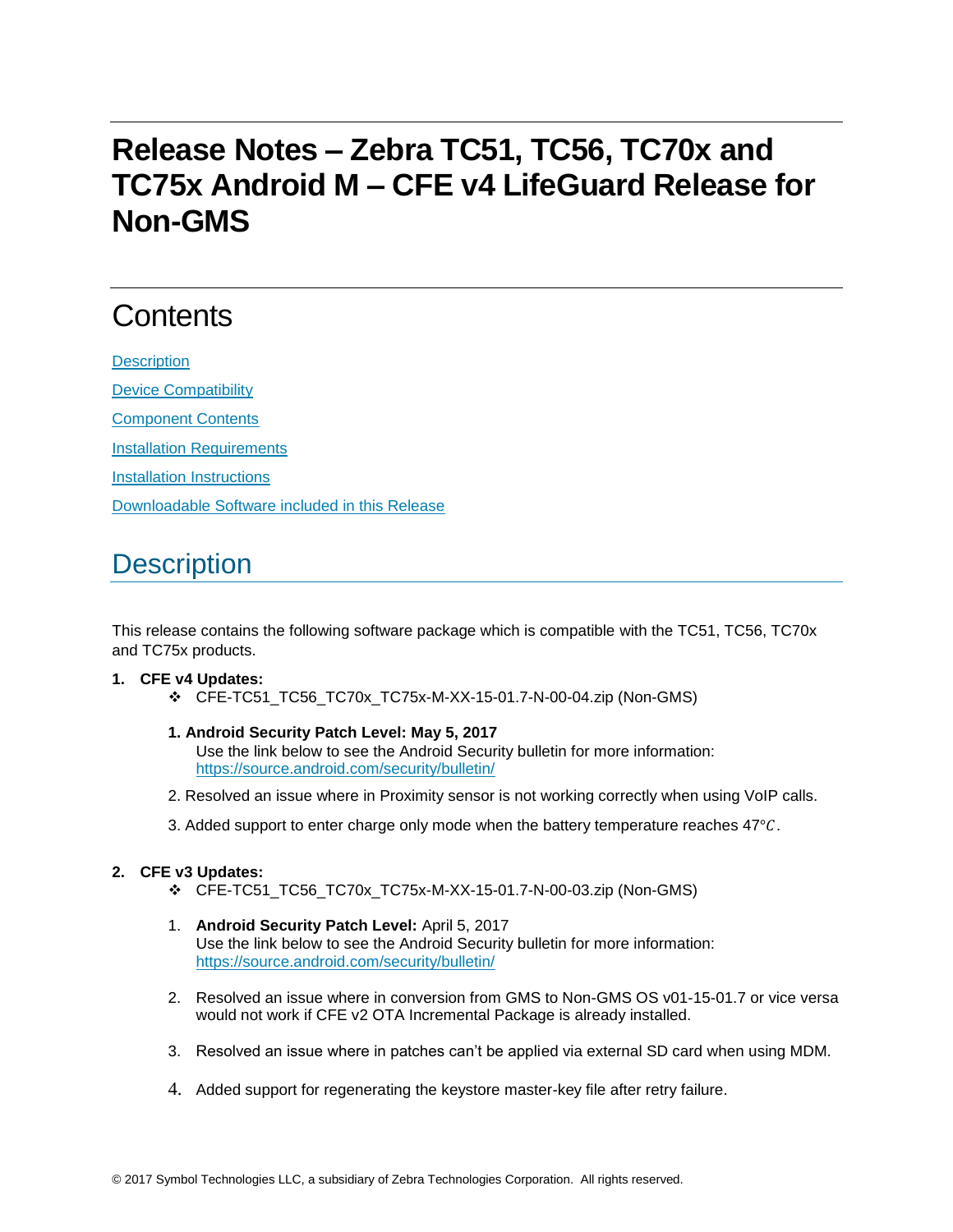# Release Notes – Zebra TC51, TC56, TC70x and TC75x Android M – CFE v4 LifeGuard Release for Non-GMS

## Contents

[Description](#description)

[Device Compatibility](#device-compatibility)

[Component Contents](#component-contents)

[Installation Requirements](#installation-requirements)

[Installation Instructions](#installation-instructions)

[Downloadable Software included in this Release](#downloadable-software-included-in-this-release)

## Description

This release contains the following software package which is compatible with the TC51, TC56, TC70x and TC75x products.

1. **CFE v4 Updates:**
   - CFE-TC51_TC56_TC70x_TC75x-M-XX-15-01.7-N-00-04.zip (Non-GMS)

   1. **Android Security Patch Level: May 5, 2017**
      Use the link below to see the Android Security bulletin for more information:
      [https://source.android.com/security/bulletin/](https://source.android.com/security/bulletin/)
   2. Resolved an issue where in Proximity sensor is not working correctly when using VoIP calls.
   3. Added support to enter charge only mode when the battery temperature reaches 47°$C$.

2. **CFE v3 Updates:**
   - CFE-TC51_TC56_TC70x_TC75x-M-XX-15-01.7-N-00-03.zip (Non-GMS)

   1. **Android Security Patch Level:** April 5, 2017
      Use the link below to see the Android Security bulletin for more information:
      [https://source.android.com/security/bulletin/](https://source.android.com/security/bulletin/)
   2. Resolved an issue where in conversion from GMS to Non-GMS OS v01-15-01.7 or vice versa would not work if CFE v2 OTA Incremental Package is already installed.
   3. Resolved an issue where in patches can't be applied via external SD card when using MDM.
   4. Added support for regenerating the keystore master-key file after retry failure.

© 2017 Symbol Technologies LLC, a subsidiary of Zebra Technologies Corporation. All rights reserved.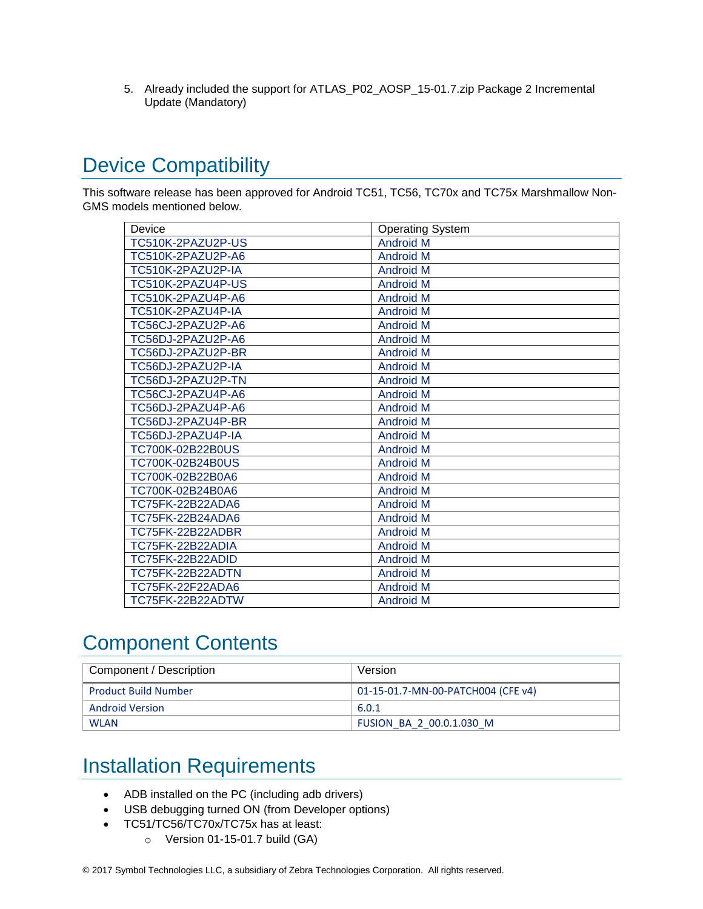5. Already included the support for ATLAS_P02_AOSP_15-01.7.zip Package 2 Incremental Update (Mandatory)

## Device Compatibility

This software release has been approved for Android TC51, TC56, TC70x and TC75x Marshmallow Non-GMS models mentioned below.

| Device | Operating System |
|---|---|
| TC510K-2PAZU2P-US | Android M |
| TC510K-2PAZU2P-A6 | Android M |
| TC510K-2PAZU2P-IA | Android M |
| TC510K-2PAZU4P-US | Android M |
| TC510K-2PAZU4P-A6 | Android M |
| TC510K-2PAZU4P-IA | Android M |
| TC56CJ-2PAZU2P-A6 | Android M |
| TC56DJ-2PAZU2P-A6 | Android M |
| TC56DJ-2PAZU2P-BR | Android M |
| TC56DJ-2PAZU2P-IA | Android M |
| TC56DJ-2PAZU2P-TN | Android M |
| TC56CJ-2PAZU4P-A6 | Android M |
| TC56DJ-2PAZU4P-A6 | Android M |
| TC56DJ-2PAZU4P-BR | Android M |
| TC56DJ-2PAZU4P-IA | Android M |
| TC700K-02B22B0US | Android M |
| TC700K-02B24B0US | Android M |
| TC700K-02B22B0A6 | Android M |
| TC700K-02B24B0A6 | Android M |
| TC75FK-22B22ADA6 | Android M |
| TC75FK-22B24ADA6 | Android M |
| TC75FK-22B22ADBR | Android M |
| TC75FK-22B22ADIA | Android M |
| TC75FK-22B22ADID | Android M |
| TC75FK-22B22ADTN | Android M |
| TC75FK-22F22ADA6 | Android M |
| TC75FK-22B22ADTW | Android M |

## Component Contents

| Component / Description | Version |
|---|---|
| Product Build Number | 01-15-01.7-MN-00-PATCH004 (CFE v4) |
| Android Version | 6.0.1 |
| WLAN | FUSION_BA_2_00.0.1.030_M |

## Installation Requirements

- ADB installed on the PC (including adb drivers)
- USB debugging turned ON (from Developer options)
- TC51/TC56/TC70x/TC75x has at least:
  - Version 01-15-01.7 build (GA)

© 2017 Symbol Technologies LLC, a subsidiary of Zebra Technologies Corporation. All rights reserved.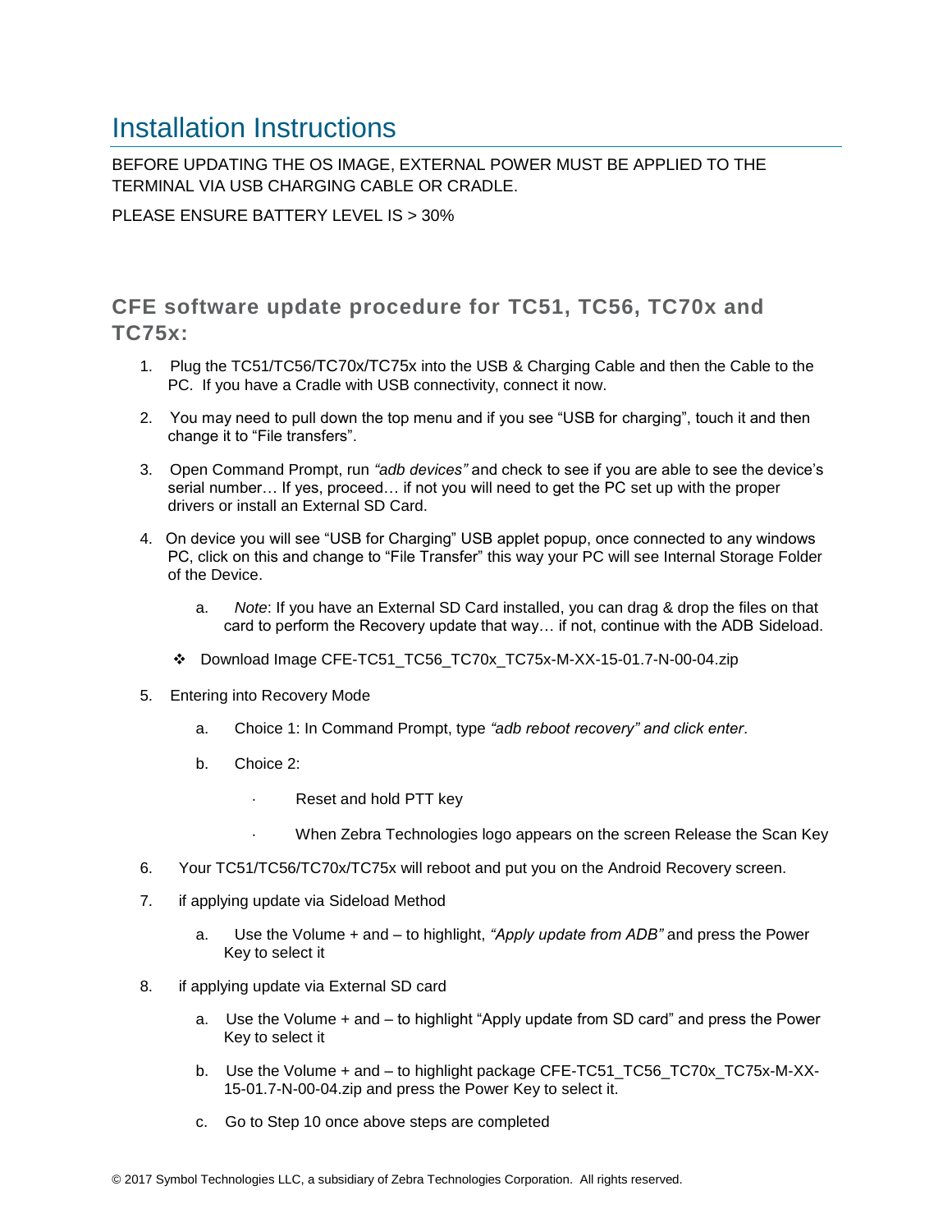# Installation Instructions

BEFORE UPDATING THE OS IMAGE, EXTERNAL POWER MUST BE APPLIED TO THE TERMINAL VIA USB CHARGING CABLE OR CRADLE.

PLEASE ENSURE BATTERY LEVEL IS > 30%

## CFE software update procedure for TC51, TC56, TC70x and TC75x:

1. Plug the TC51/TC56/TC70x/TC75x into the USB & Charging Cable and then the Cable to the PC. If you have a Cradle with USB connectivity, connect it now.
2. You may need to pull down the top menu and if you see “USB for charging”, touch it and then change it to “File transfers”.
3. Open Command Prompt, run *“adb devices”* and check to see if you are able to see the device’s serial number… If yes, proceed… if not you will need to get the PC set up with the proper drivers or install an External SD Card.
4. On device you will see “USB for Charging” USB applet popup, once connected to any windows PC, click on this and change to “File Transfer” this way your PC will see Internal Storage Folder of the Device.
    a. *Note*: If you have an External SD Card installed, you can drag & drop the files on that card to perform the Recovery update that way… if not, continue with the ADB Sideload.

    ❖ Download Image CFE-TC51_TC56_TC70x_TC75x-M-XX-15-01.7-N-00-04.zip

5. Entering into Recovery Mode
    a. Choice 1: In Command Prompt, type *“adb reboot recovery” and click enter*.
    b. Choice 2:
        - Reset and hold PTT key
        - When Zebra Technologies logo appears on the screen Release the Scan Key
6. Your TC51/TC56/TC70x/TC75x will reboot and put you on the Android Recovery screen.
7. if applying update via Sideload Method
    a. Use the Volume + and – to highlight, *“Apply update from ADB”* and press the Power Key to select it
8. if applying update via External SD card
    a. Use the Volume + and – to highlight “Apply update from SD card” and press the Power Key to select it
    b. Use the Volume + and – to highlight package CFE-TC51_TC56_TC70x_TC75x-M-XX-15-01.7-N-00-04.zip and press the Power Key to select it.
    c. Go to Step 10 once above steps are completed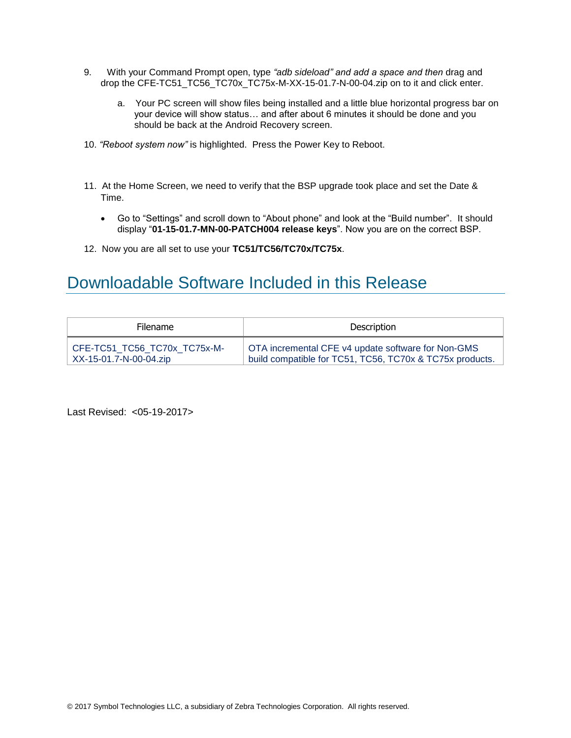9. With your Command Prompt open, type *"adb sideload" and add a space and then* drag and drop the CFE-TC51_TC56_TC70x_TC75x-M-XX-15-01.7-N-00-04.zip on to it and click enter.

    a. Your PC screen will show files being installed and a little blue horizontal progress bar on your device will show status… and after about 6 minutes it should be done and you should be back at the Android Recovery screen.

10. *"Reboot system now"* is highlighted. Press the Power Key to Reboot.

11. At the Home Screen, we need to verify that the BSP upgrade took place and set the Date & Time.

    - Go to "Settings" and scroll down to "About phone" and look at the "Build number". It should display "**01-15-01.7-MN-00-PATCH004 release keys**". Now you are on the correct BSP.

12. Now you are all set to use your **TC51/TC56/TC70x/TC75x**.

# Downloadable Software Included in this Release

| Filename | Description |
| --- | --- |
| CFE-TC51_TC56_TC70x_TC75x-M-XX-15-01.7-N-00-04.zip | OTA incremental CFE v4 update software for Non-GMS build compatible for TC51, TC56, TC70x & TC75x products. |

Last Revised: <05-19-2017>

© 2017 Symbol Technologies LLC, a subsidiary of Zebra Technologies Corporation. All rights reserved.